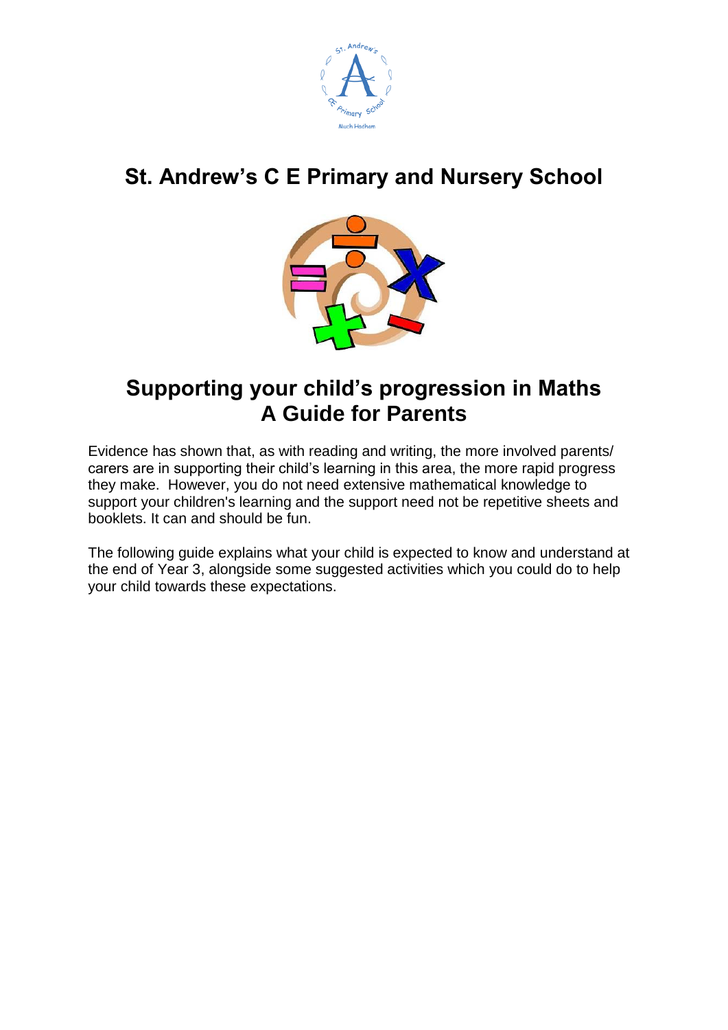# St. Andrew's C E Primary and Nursery School

## Supporting your child's progression in Maths
## A Guide for Parents

Evidence has shown that, as with reading and writing, the more involved parents/ carers are in supporting their child's learning in this area, the more rapid progress they make. However, you do not need extensive mathematical knowledge to support your children's learning and the support need not be repetitive sheets and booklets. It can and should be fun.

The following guide explains what your child is expected to know and understand at the end of Year 3, alongside some suggested activities which you could do to help your child towards these expectations.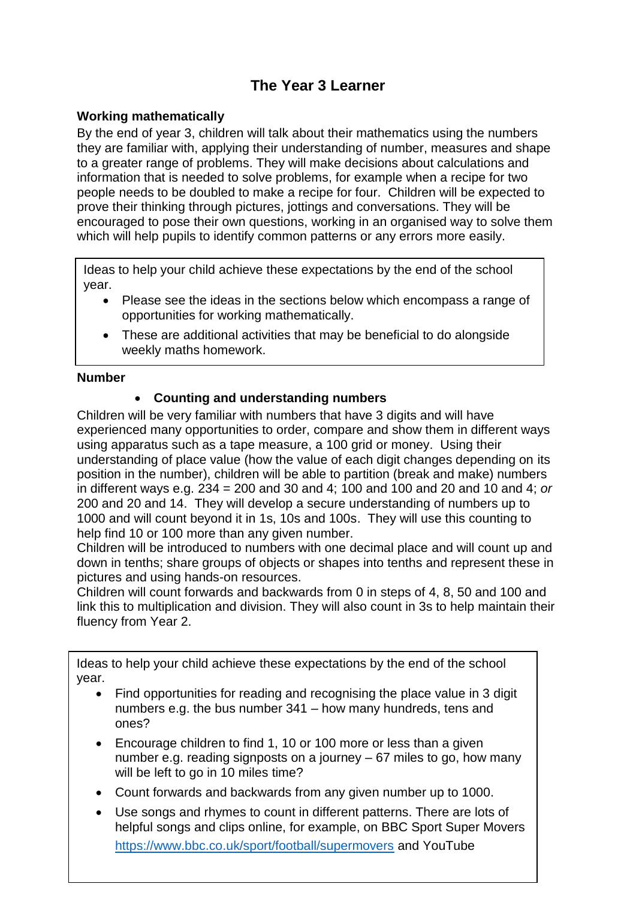# The Year 3 Learner

**Working mathematically**

By the end of year 3, children will talk about their mathematics using the numbers they are familiar with, applying their understanding of number, measures and shape to a greater range of problems. They will make decisions about calculations and information that is needed to solve problems, for example when a recipe for two people needs to be doubled to make a recipe for four. Children will be expected to prove their thinking through pictures, jottings and conversations. They will be encouraged to pose their own questions, working in an organised way to solve them which will help pupils to identify common patterns or any errors more easily.

> Ideas to help your child achieve these expectations by the end of the school year.
>
> - Please see the ideas in the sections below which encompass a range of opportunities for working mathematically.
> - These are additional activities that may be beneficial to do alongside weekly maths homework.

**Number**

- **Counting and understanding numbers**

Children will be very familiar with numbers that have 3 digits and will have experienced many opportunities to order, compare and show them in different ways using apparatus such as a tape measure, a 100 grid or money. Using their understanding of place value (how the value of each digit changes depending on its position in the number), children will be able to partition (break and make) numbers in different ways e.g. 234 = 200 and 30 and 4; 100 and 100 and 20 and 10 and 4; *or* 200 and 20 and 14. They will develop a secure understanding of numbers up to 1000 and will count beyond it in 1s, 10s and 100s. They will use this counting to help find 10 or 100 more than any given number.
Children will be introduced to numbers with one decimal place and will count up and down in tenths; share groups of objects or shapes into tenths and represent these in pictures and using hands-on resources.
Children will count forwards and backwards from 0 in steps of 4, 8, 50 and 100 and link this to multiplication and division. They will also count in 3s to help maintain their fluency from Year 2.

> Ideas to help your child achieve these expectations by the end of the school year.
>
> - Find opportunities for reading and recognising the place value in 3 digit numbers e.g. the bus number 341 – how many hundreds, tens and ones?
> - Encourage children to find 1, 10 or 100 more or less than a given number e.g. reading signposts on a journey – 67 miles to go, how many will be left to go in 10 miles time?
> - Count forwards and backwards from any given number up to 1000.
> - Use songs and rhymes to count in different patterns. There are lots of helpful songs and clips online, for example, on BBC Sport Super Movers https://www.bbc.co.uk/sport/football/supermovers and YouTube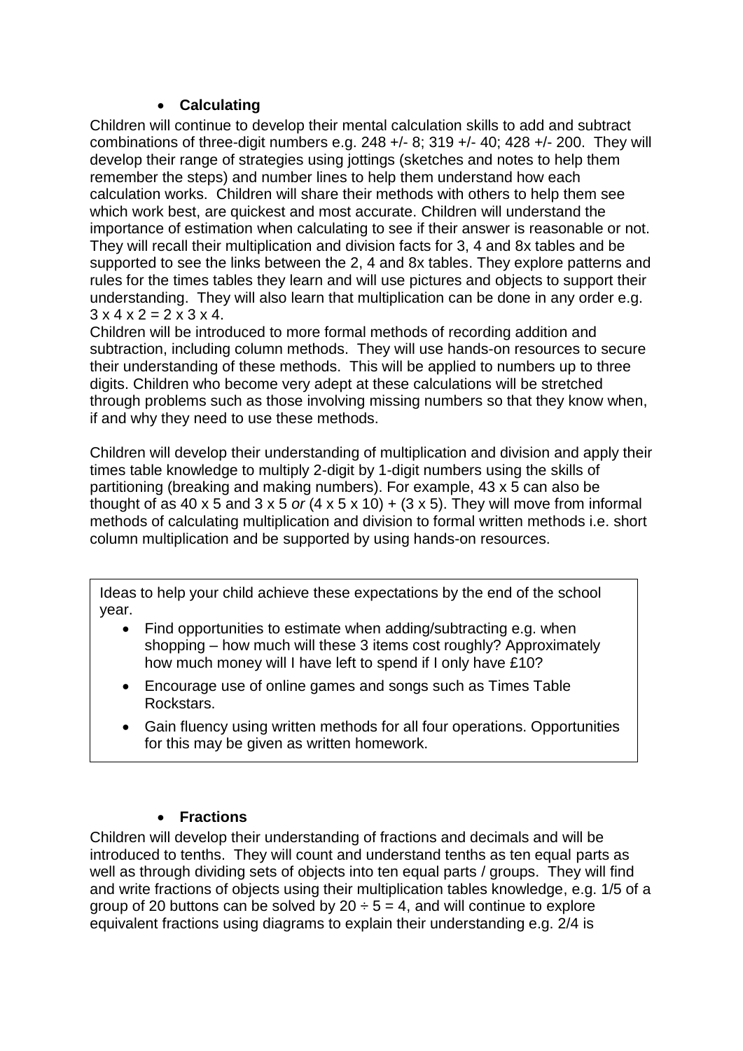- **Calculating**

Children will continue to develop their mental calculation skills to add and subtract combinations of three-digit numbers e.g. 248 +/- 8; 319 +/- 40; 428 +/- 200. They will develop their range of strategies using jottings (sketches and notes to help them remember the steps) and number lines to help them understand how each calculation works. Children will share their methods with others to help them see which work best, are quickest and most accurate. Children will understand the importance of estimation when calculating to see if their answer is reasonable or not. They will recall their multiplication and division facts for 3, 4 and 8x tables and be supported to see the links between the 2, 4 and 8x tables. They explore patterns and rules for the times tables they learn and will use pictures and objects to support their understanding. They will also learn that multiplication can be done in any order e.g. $3 \times 4 \times 2 = 2 \times 3 \times 4$.

Children will be introduced to more formal methods of recording addition and subtraction, including column methods. They will use hands-on resources to secure their understanding of these methods. This will be applied to numbers up to three digits. Children who become very adept at these calculations will be stretched through problems such as those involving missing numbers so that they know when, if and why they need to use these methods.

Children will develop their understanding of multiplication and division and apply their times table knowledge to multiply 2-digit by 1-digit numbers using the skills of partitioning (breaking and making numbers). For example, $43 \times 5$ can also be thought of as $40 \times 5$ and $3 \times 5$ *or* $(4 \times 5 \times 10) + (3 \times 5)$. They will move from informal methods of calculating multiplication and division to formal written methods i.e. short column multiplication and be supported by using hands-on resources.

Ideas to help your child achieve these expectations by the end of the school year.

- Find opportunities to estimate when adding/subtracting e.g. when shopping – how much will these 3 items cost roughly? Approximately how much money will I have left to spend if I only have £10?
- Encourage use of online games and songs such as Times Table Rockstars.
- Gain fluency using written methods for all four operations. Opportunities for this may be given as written homework.

- **Fractions**

Children will develop their understanding of fractions and decimals and will be introduced to tenths. They will count and understand tenths as ten equal parts as well as through dividing sets of objects into ten equal parts / groups. They will find and write fractions of objects using their multiplication tables knowledge, e.g. 1/5 of a group of 20 buttons can be solved by $20 \div 5 = 4$, and will continue to explore equivalent fractions using diagrams to explain their understanding e.g. 2/4 is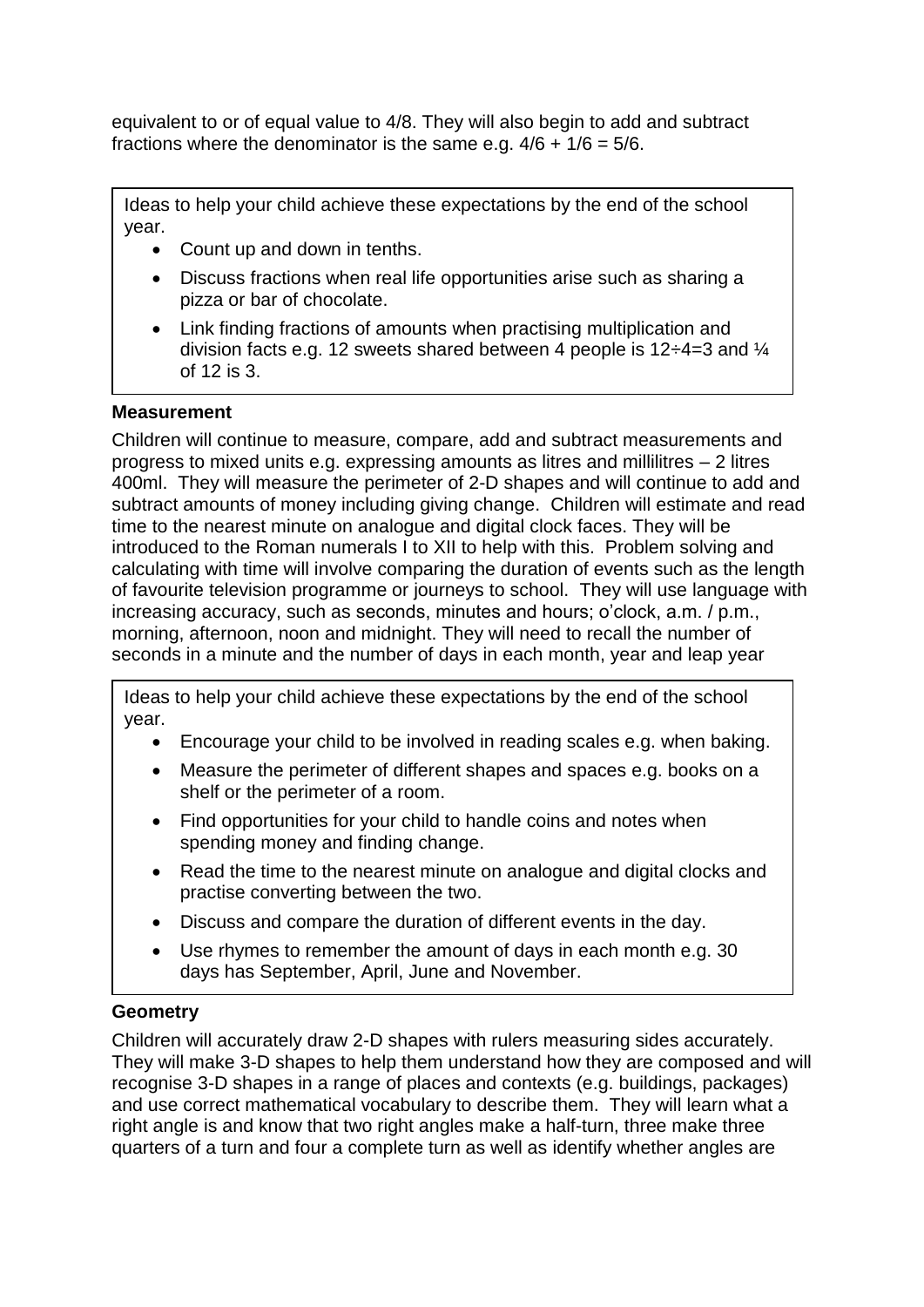equivalent to or of equal value to 4/8. They will also begin to add and subtract fractions where the denominator is the same e.g. $4/6 + 1/6 = 5/6$.

> Ideas to help your child achieve these expectations by the end of the school year.
>
> - Count up and down in tenths.
> - Discuss fractions when real life opportunities arise such as sharing a pizza or bar of chocolate.
> - Link finding fractions of amounts when practising multiplication and division facts e.g. 12 sweets shared between 4 people is $12 \div 4 = 3$ and ¼ of 12 is 3.

**Measurement**

Children will continue to measure, compare, add and subtract measurements and progress to mixed units e.g. expressing amounts as litres and millilitres – 2 litres 400ml. They will measure the perimeter of 2-D shapes and will continue to add and subtract amounts of money including giving change. Children will estimate and read time to the nearest minute on analogue and digital clock faces. They will be introduced to the Roman numerals I to XII to help with this. Problem solving and calculating with time will involve comparing the duration of events such as the length of favourite television programme or journeys to school. They will use language with increasing accuracy, such as seconds, minutes and hours; o'clock, a.m. / p.m., morning, afternoon, noon and midnight. They will need to recall the number of seconds in a minute and the number of days in each month, year and leap year

> Ideas to help your child achieve these expectations by the end of the school year.
>
> - Encourage your child to be involved in reading scales e.g. when baking.
> - Measure the perimeter of different shapes and spaces e.g. books on a shelf or the perimeter of a room.
> - Find opportunities for your child to handle coins and notes when spending money and finding change.
> - Read the time to the nearest minute on analogue and digital clocks and practise converting between the two.
> - Discuss and compare the duration of different events in the day.
> - Use rhymes to remember the amount of days in each month e.g. 30 days has September, April, June and November.

**Geometry**

Children will accurately draw 2-D shapes with rulers measuring sides accurately. They will make 3-D shapes to help them understand how they are composed and will recognise 3-D shapes in a range of places and contexts (e.g. buildings, packages) and use correct mathematical vocabulary to describe them. They will learn what a right angle is and know that two right angles make a half-turn, three make three quarters of a turn and four a complete turn as well as identify whether angles are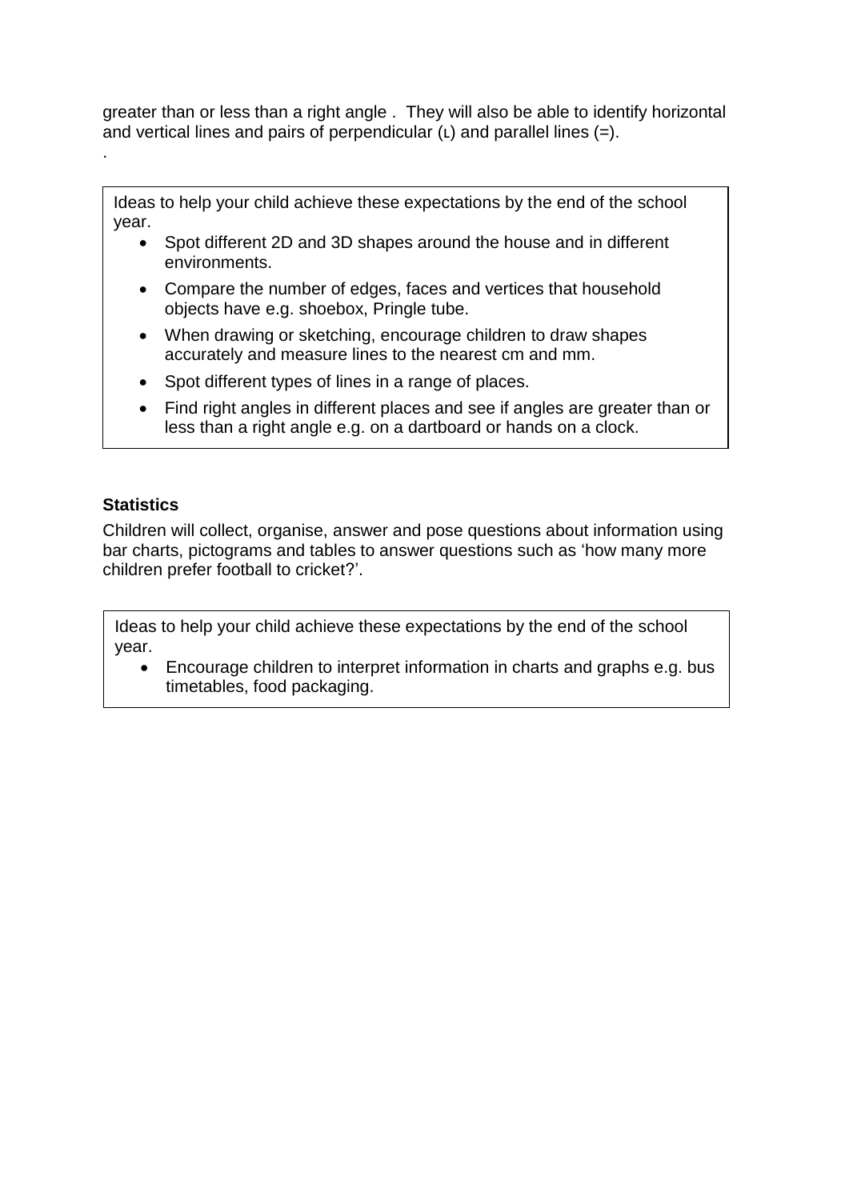greater than or less than a right angle . They will also be able to identify horizontal and vertical lines and pairs of perpendicular (ʟ) and parallel lines (=).

.

Ideas to help your child achieve these expectations by the end of the school year.

- Spot different 2D and 3D shapes around the house and in different environments.
- Compare the number of edges, faces and vertices that household objects have e.g. shoebox, Pringle tube.
- When drawing or sketching, encourage children to draw shapes accurately and measure lines to the nearest cm and mm.
- Spot different types of lines in a range of places.
- Find right angles in different places and see if angles are greater than or less than a right angle e.g. on a dartboard or hands on a clock.

**Statistics**

Children will collect, organise, answer and pose questions about information using bar charts, pictograms and tables to answer questions such as 'how many more children prefer football to cricket?'.

Ideas to help your child achieve these expectations by the end of the school year.

- Encourage children to interpret information in charts and graphs e.g. bus timetables, food packaging.